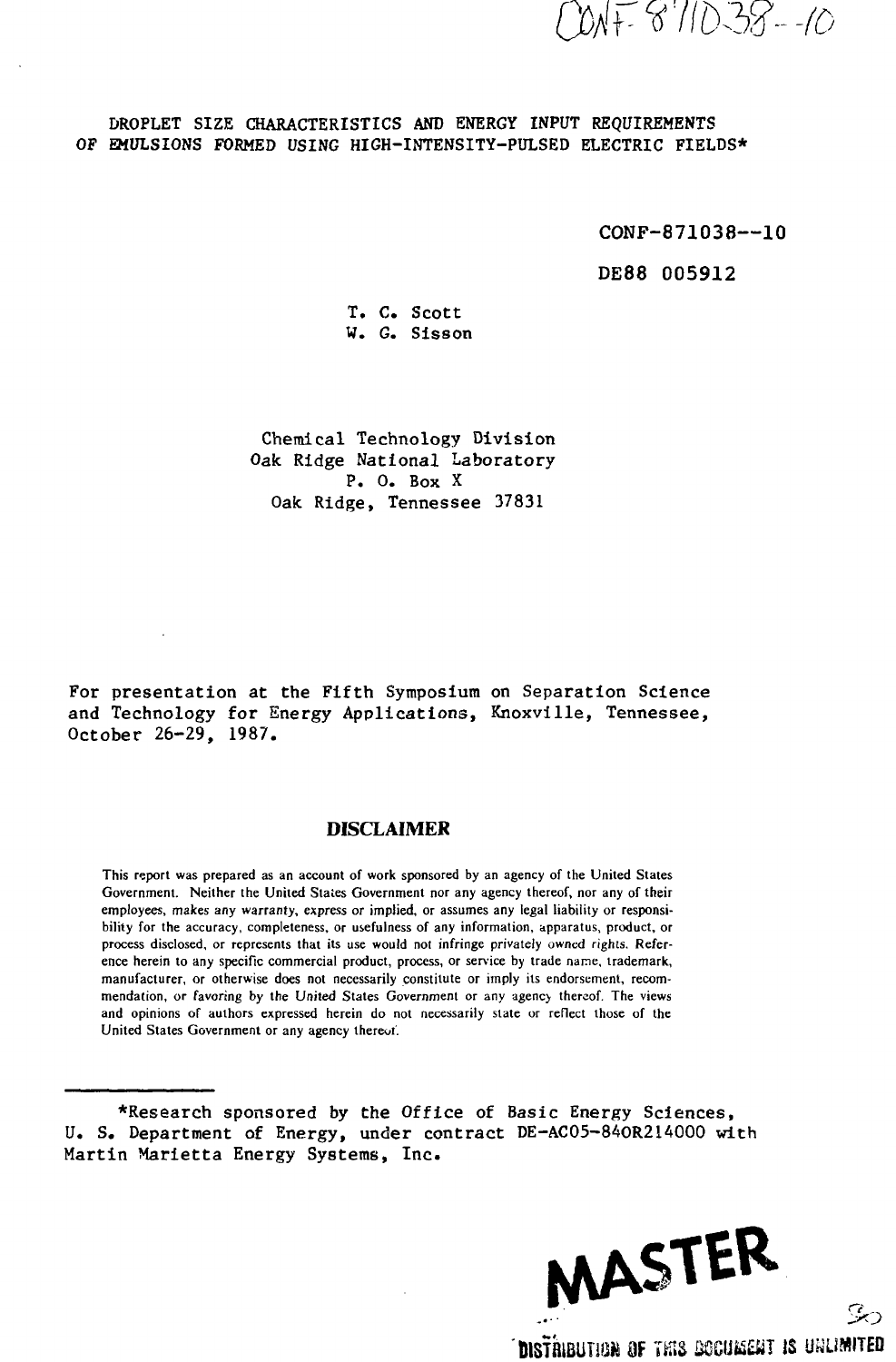CONF-871038--10

# DROPLET SIZE CHARACTERISTICS AND ENERGY INPUT REQUIREMENTS OF EMULSIONS FORMED USING HIGH-INTENSITY-PULSED ELECTRIC FIELDS*

CONF-871038--10

DE88 005912

T. C. Scott
W. G. Sisson

Chemical Technology Division
Oak Ridge National Laboratory
P. O. Box X
Oak Ridge, Tennessee 37831

For presentation at the Fifth Symposium on Separation Science and Technology for Energy Applications, Knoxville, Tennessee, October 26-29, 1987.

## DISCLAIMER

This report was prepared as an account of work sponsored by an agency of the United States Government. Neither the United States Government nor any agency thereof, nor any of their employees, makes any warranty, express or implied, or assumes any legal liability or responsibility for the accuracy, completeness, or usefulness of any information, apparatus, product, or process disclosed, or represents that its use would not infringe privately owned rights. Reference herein to any specific commercial product, process, or service by trade name, trademark, manufacturer, or otherwise does not necessarily constitute or imply its endorsement, recommendation, or favoring by the United States Government or any agency thereof. The views and opinions of authors expressed herein do not necessarily state or reflect those of the United States Government or any agency thereof.

---

*Research sponsored by the Office of Basic Energy Sciences, U. S. Department of Energy, under contract DE-AC05-84OR214000 with Martin Marietta Energy Systems, Inc.

MASTER

DISTRIBUTION OF THIS DOCUMENT IS UNLIMITED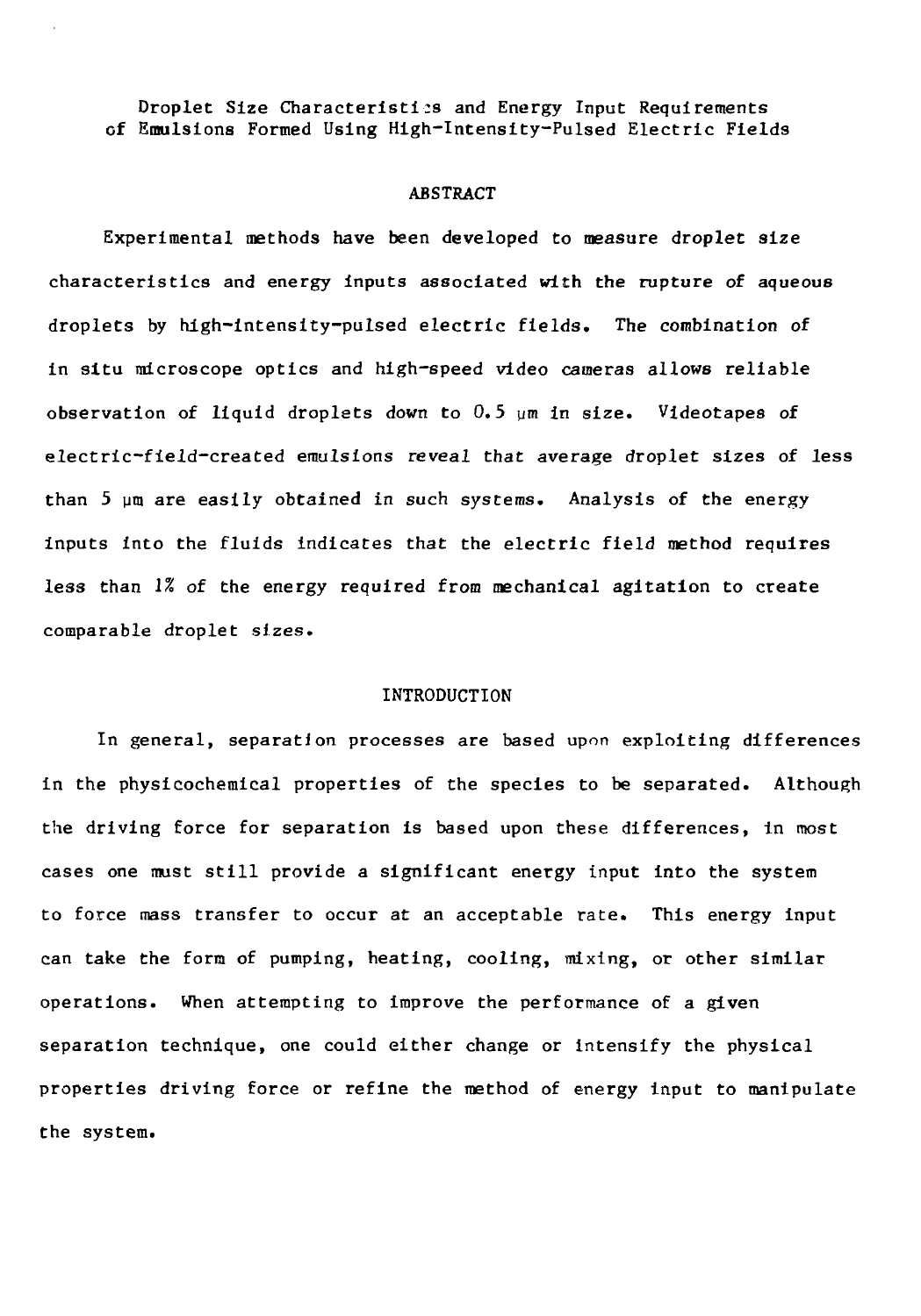# Droplet Size Characteristics and Energy Input Requirements of Emulsions Formed Using High-Intensity-Pulsed Electric Fields

## ABSTRACT

Experimental methods have been developed to measure droplet size characteristics and energy inputs associated with the rupture of aqueous droplets by high-intensity-pulsed electric fields. The combination of in situ microscope optics and high-speed video cameras allows reliable observation of liquid droplets down to 0.5 μm in size. Videotapes of electric-field-created emulsions reveal that average droplet sizes of less than 5 μm are easily obtained in such systems. Analysis of the energy inputs into the fluids indicates that the electric field method requires less than 1% of the energy required from mechanical agitation to create comparable droplet sizes.

## INTRODUCTION

In general, separation processes are based upon exploiting differences in the physicochemical properties of the species to be separated. Although the driving force for separation is based upon these differences, in most cases one must still provide a significant energy input into the system to force mass transfer to occur at an acceptable rate. This energy input can take the form of pumping, heating, cooling, mixing, or other similar operations. When attempting to improve the performance of a given separation technique, one could either change or intensify the physical properties driving force or refine the method of energy input to manipulate the system.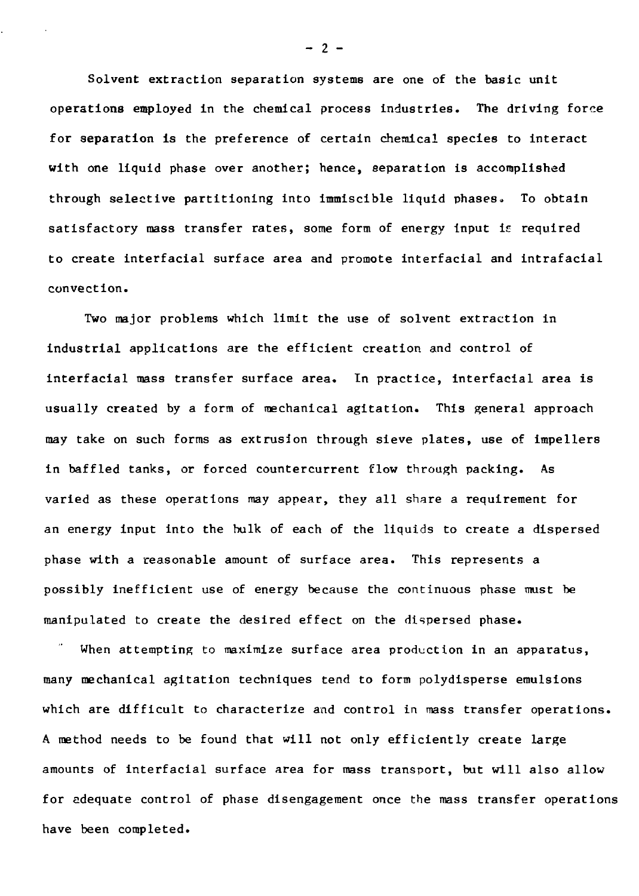Solvent extraction separation systems are one of the basic unit operations employed in the chemical process industries. The driving force for separation is the preference of certain chemical species to interact with one liquid phase over another; hence, separation is accomplished through selective partitioning into immiscible liquid phases. To obtain satisfactory mass transfer rates, some form of energy input is required to create interfacial surface area and promote interfacial and intrafacial convection.

Two major problems which limit the use of solvent extraction in industrial applications are the efficient creation and control of interfacial mass transfer surface area. In practice, interfacial area is usually created by a form of mechanical agitation. This general approach may take on such forms as extrusion through sieve plates, use of impellers in baffled tanks, or forced countercurrent flow through packing. As varied as these operations may appear, they all share a requirement for an energy input into the bulk of each of the liquids to create a dispersed phase with a reasonable amount of surface area. This represents a possibly inefficient use of energy because the continuous phase must be manipulated to create the desired effect on the dispersed phase.

When attempting to maximize surface area production in an apparatus, many mechanical agitation techniques tend to form polydisperse emulsions which are difficult to characterize and control in mass transfer operations. A method needs to be found that will not only efficiently create large amounts of interfacial surface area for mass transport, but will also allow for adequate control of phase disengagement once the mass transfer operations have been completed.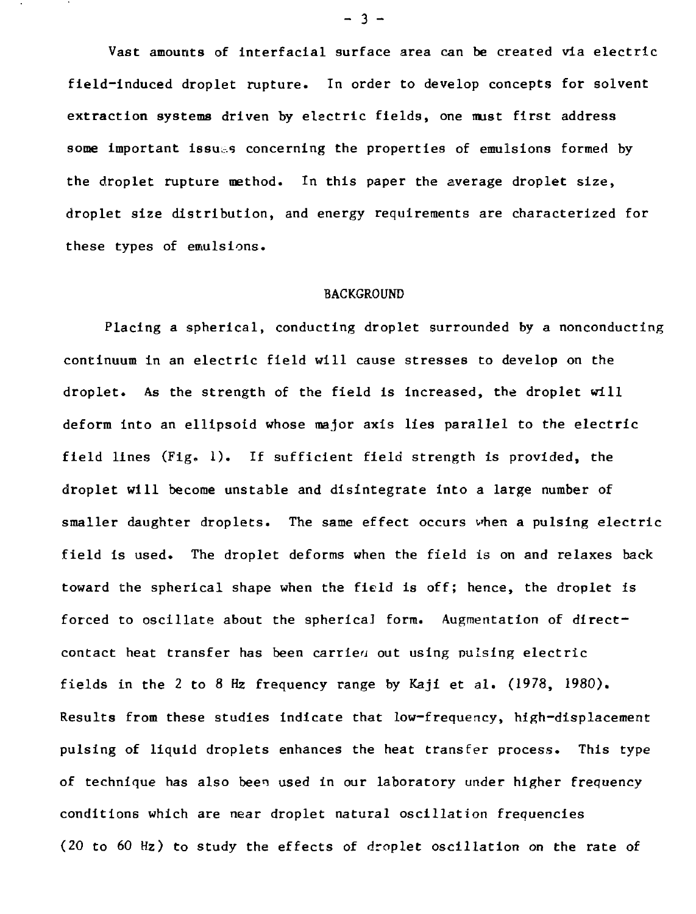Vast amounts of interfacial surface area can be created via electric field-induced droplet rupture. In order to develop concepts for solvent extraction systems driven by electric fields, one must first address some important issues concerning the properties of emulsions formed by the droplet rupture method. In this paper the average droplet size, droplet size distribution, and energy requirements are characterized for these types of emulsions.

## BACKGROUND

Placing a spherical, conducting droplet surrounded by a nonconducting continuum in an electric field will cause stresses to develop on the droplet. As the strength of the field is increased, the droplet will deform into an ellipsoid whose major axis lies parallel to the electric field lines (Fig. 1). If sufficient field strength is provided, the droplet will become unstable and disintegrate into a large number of smaller daughter droplets. The same effect occurs when a pulsing electric field is used. The droplet deforms when the field is on and relaxes back toward the spherical shape when the field is off; hence, the droplet is forced to oscillate about the spherical form. Augmentation of direct-contact heat transfer has been carried out using pulsing electric fields in the 2 to 8 Hz frequency range by Kaji et al. (1978, 1980). Results from these studies indicate that low-frequency, high-displacement pulsing of liquid droplets enhances the heat transfer process. This type of technique has also been used in our laboratory under higher frequency conditions which are near droplet natural oscillation frequencies (20 to 60 Hz) to study the effects of droplet oscillation on the rate of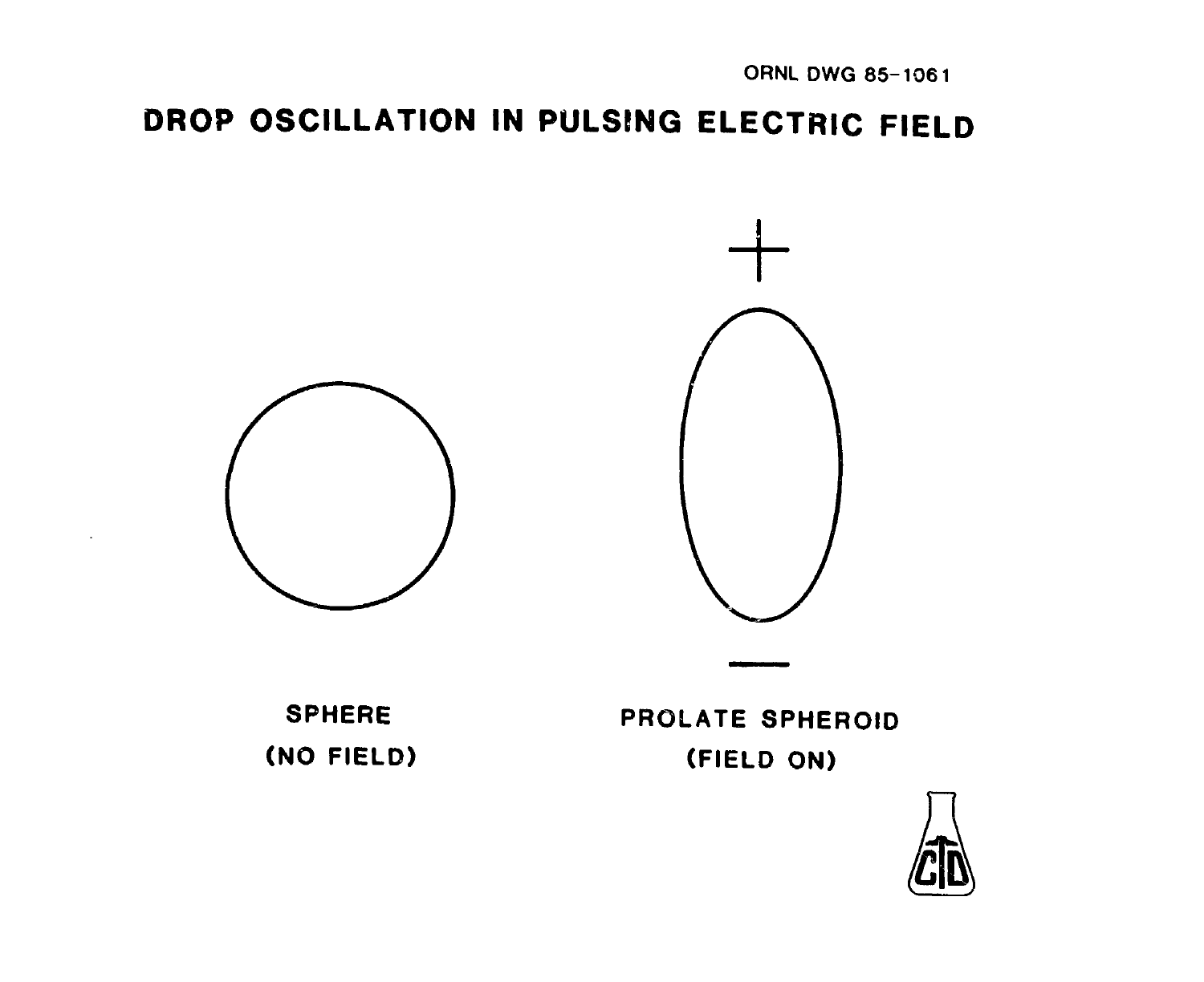ORNL DWG 85-1061

# DROP OSCILLATION IN PULSING ELECTRIC FIELD

+

−

SPHERE
(NO FIELD)

PROLATE SPHEROID
(FIELD ON)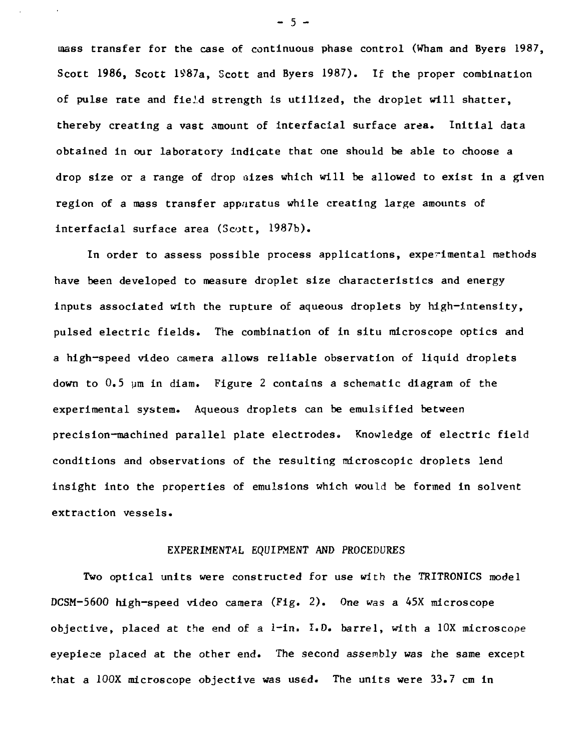mass transfer for the case of continuous phase control (Wham and Byers 1987, Scott 1986, Scott 1987a, Scott and Byers 1987). If the proper combination of pulse rate and field strength is utilized, the droplet will shatter, thereby creating a vast amount of interfacial surface area. Initial data obtained in our laboratory indicate that one should be able to choose a drop size or a range of drop sizes which will be allowed to exist in a given region of a mass transfer apparatus while creating large amounts of interfacial surface area (Scott, 1987b).

In order to assess possible process applications, experimental methods have been developed to measure droplet size characteristics and energy inputs associated with the rupture of aqueous droplets by high-intensity, pulsed electric fields. The combination of in situ microscope optics and a high-speed video camera allows reliable observation of liquid droplets down to 0.5 μm in diam. Figure 2 contains a schematic diagram of the experimental system. Aqueous droplets can be emulsified between precision-machined parallel plate electrodes. Knowledge of electric field conditions and observations of the resulting microscopic droplets lend insight into the properties of emulsions which would be formed in solvent extraction vessels.

## EXPERIMENTAL EQUIPMENT AND PROCEDURES

Two optical units were constructed for use with the TRITRONICS model DCSM-5600 high-speed video camera (Fig. 2). One was a 45X microscope objective, placed at the end of a 1-in. I.D. barrel, with a 10X microscope eyepiece placed at the other end. The second assembly was the same except that a 100X microscope objective was used. The units were 33.7 cm in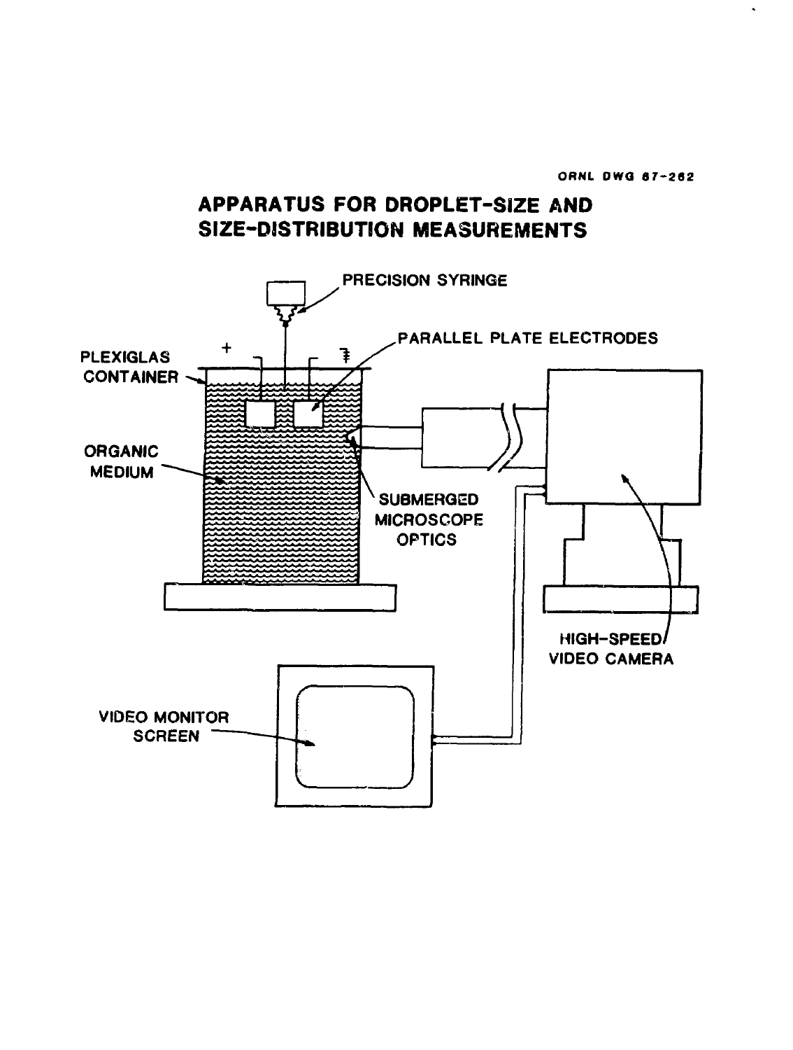ORNL DWG 87-262

# APPARATUS FOR DROPLET-SIZE AND SIZE-DISTRIBUTION MEASUREMENTS

PRECISION SYRINGE

PARALLEL PLATE ELECTRODES

PLEXIGLAS CONTAINER

ORGANIC MEDIUM

SUBMERGED MICROSCOPE OPTICS

HIGH-SPEED VIDEO CAMERA

VIDEO MONITOR SCREEN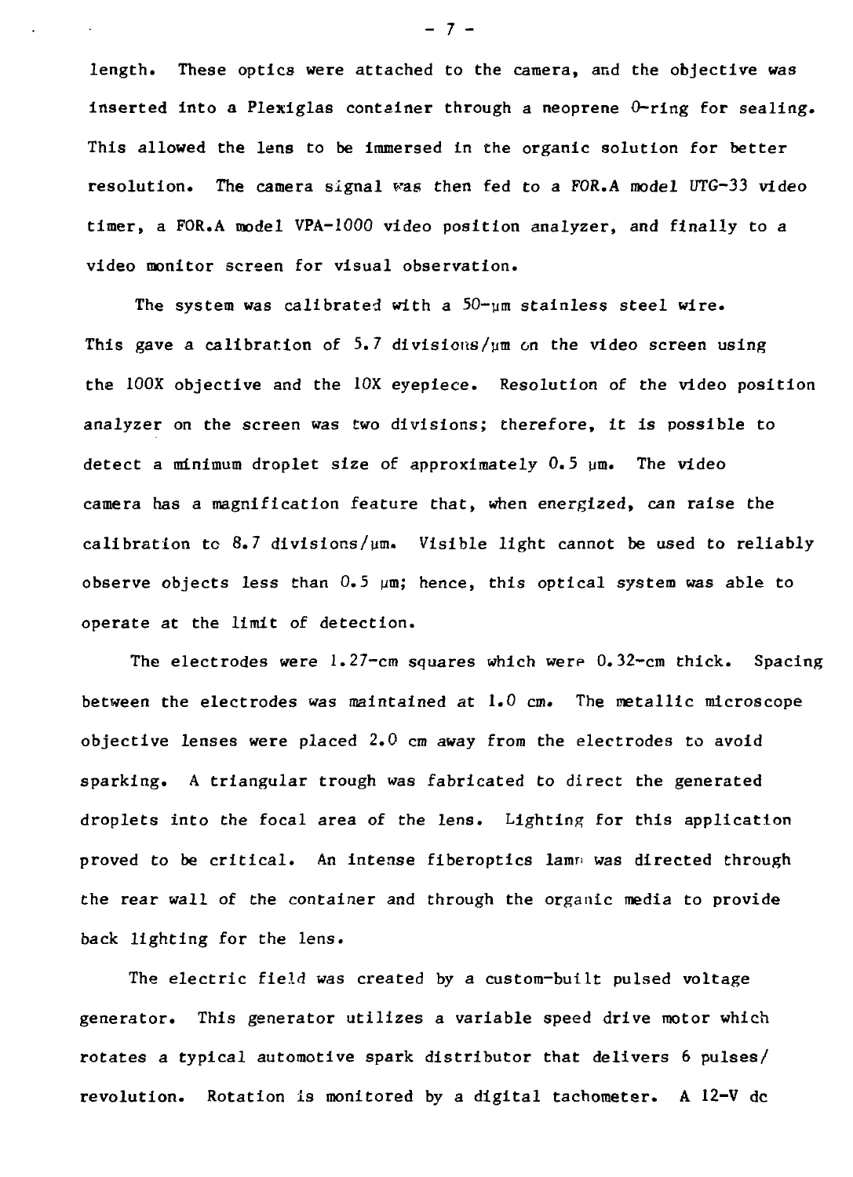length. These optics were attached to the camera, and the objective was inserted into a Plexiglas container through a neoprene O-ring for sealing. This allowed the lens to be immersed in the organic solution for better resolution. The camera signal was then fed to a FOR.A model UTG-33 video timer, a FOR.A model VPA-1000 video position analyzer, and finally to a video monitor screen for visual observation.

The system was calibrated with a 50-μm stainless steel wire. This gave a calibration of 5.7 divisions/μm on the video screen using the 100X objective and the 10X eyepiece. Resolution of the video position analyzer on the screen was two divisions; therefore, it is possible to detect a minimum droplet size of approximately 0.5 μm. The video camera has a magnification feature that, when energized, can raise the calibration to 8.7 divisions/μm. Visible light cannot be used to reliably observe objects less than 0.5 μm; hence, this optical system was able to operate at the limit of detection.

The electrodes were 1.27-cm squares which were 0.32-cm thick. Spacing between the electrodes was maintained at 1.0 cm. The metallic microscope objective lenses were placed 2.0 cm away from the electrodes to avoid sparking. A triangular trough was fabricated to direct the generated droplets into the focal area of the lens. Lighting for this application proved to be critical. An intense fiberoptics lamp was directed through the rear wall of the container and through the organic media to provide back lighting for the lens.

The electric field was created by a custom-built pulsed voltage generator. This generator utilizes a variable speed drive motor which rotates a typical automotive spark distributor that delivers 6 pulses/revolution. Rotation is monitored by a digital tachometer. A 12-V dc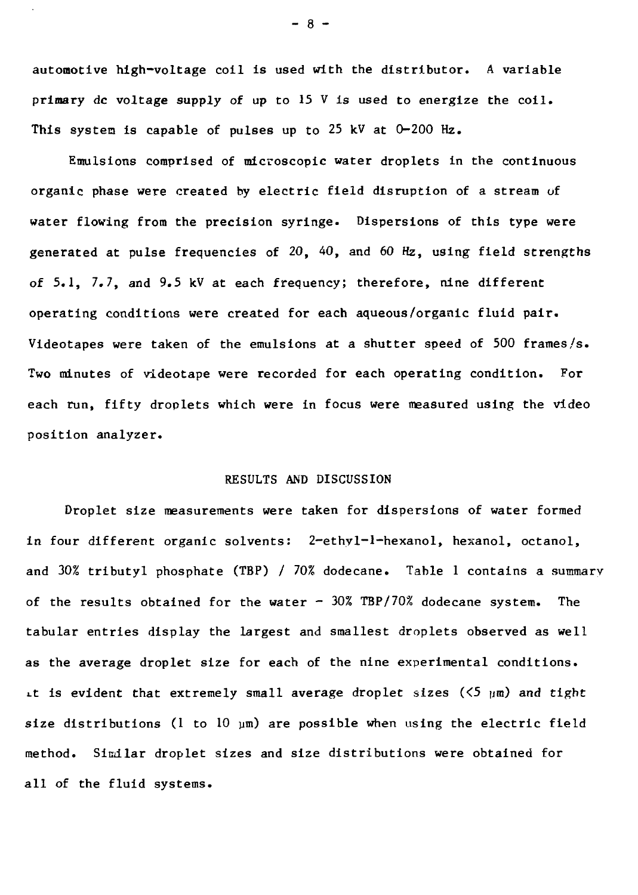automotive high-voltage coil is used with the distributor. A variable primary dc voltage supply of up to 15 V is used to energize the coil. This system is capable of pulses up to 25 kV at 0–200 Hz.

Emulsions comprised of microscopic water droplets in the continuous organic phase were created by electric field disruption of a stream of water flowing from the precision syringe. Dispersions of this type were generated at pulse frequencies of 20, 40, and 60 Hz, using field strengths of 5.1, 7.7, and 9.5 kV at each frequency; therefore, nine different operating conditions were created for each aqueous/organic fluid pair. Videotapes were taken of the emulsions at a shutter speed of 500 frames/s. Two minutes of videotape were recorded for each operating condition. For each run, fifty droplets which were in focus were measured using the video position analyzer.

## RESULTS AND DISCUSSION

Droplet size measurements were taken for dispersions of water formed in four different organic solvents: 2-ethyl-1-hexanol, hexanol, octanol, and 30% tributyl phosphate (TBP) / 70% dodecane. Table 1 contains a summary of the results obtained for the water – 30% TBP/70% dodecane system. The tabular entries display the largest and smallest droplets observed as well as the average droplet size for each of the nine experimental conditions. It is evident that extremely small average droplet sizes (<5 μm) and tight size distributions (1 to 10 μm) are possible when using the electric field method. Similar droplet sizes and size distributions were obtained for all of the fluid systems.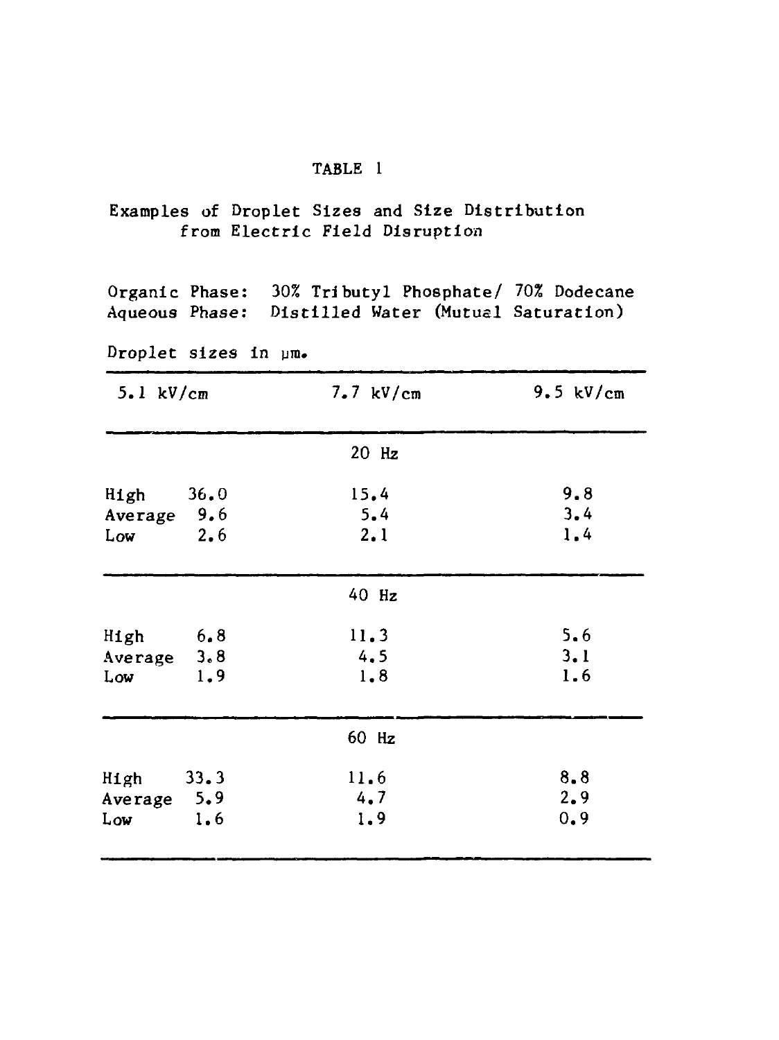TABLE 1

Examples of Droplet Sizes and Size Distribution from Electric Field Disruption

Organic Phase: 30% Tributyl Phosphate/ 70% Dodecane
Aqueous Phase: Distilled Water (Mutual Saturation)

Droplet sizes in μm.

| | 5.1 kV/cm | 7.7 kV/cm | 9.5 kV/cm |
|---|---|---|---|
| | | 20 Hz | |
| High | 36.0 | 15.4 | 9.8 |
| Average | 9.6 | 5.4 | 3.4 |
| Low | 2.6 | 2.1 | 1.4 |
| | | 40 Hz | |
| High | 6.8 | 11.3 | 5.6 |
| Average | 3.8 | 4.5 | 3.1 |
| Low | 1.9 | 1.8 | 1.6 |
| | | 60 Hz | |
| High | 33.3 | 11.6 | 8.8 |
| Average | 5.9 | 4.7 | 2.9 |
| Low | 1.6 | 1.9 | 0.9 |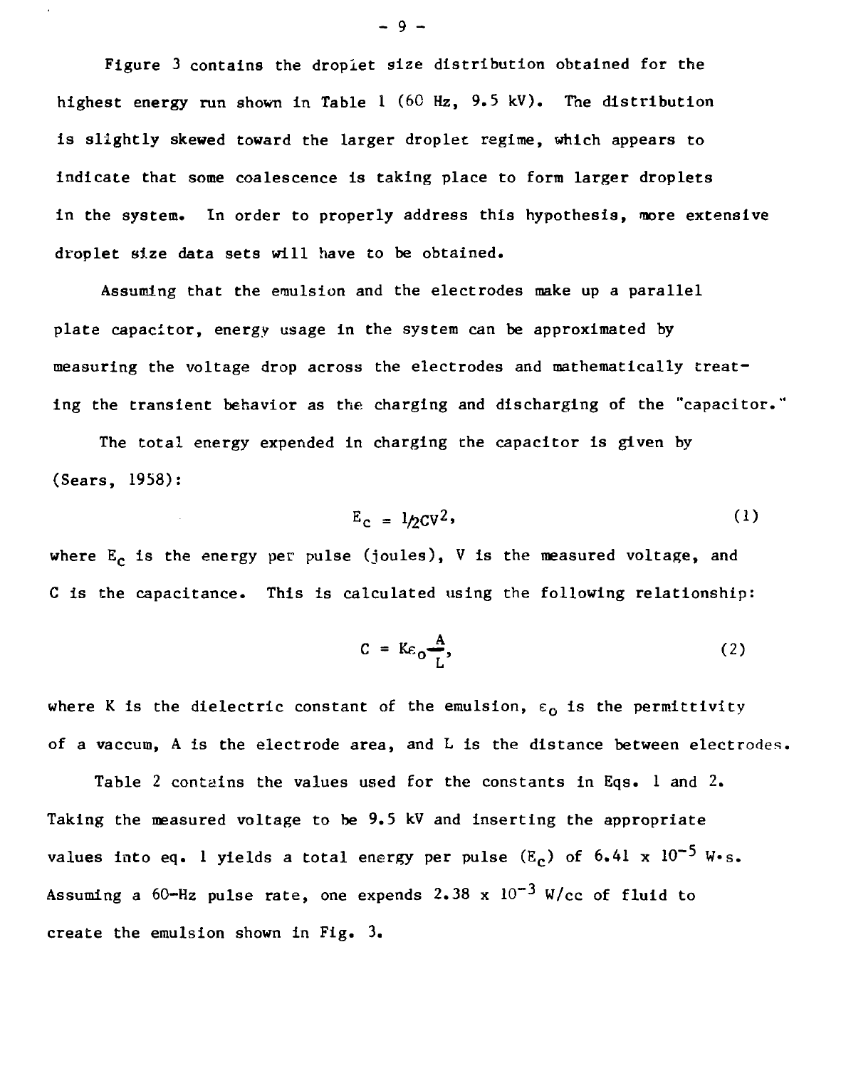Figure 3 contains the droplet size distribution obtained for the highest energy run shown in Table 1 (60 Hz, 9.5 kV). The distribution is slightly skewed toward the larger droplet regime, which appears to indicate that some coalescence is taking place to form larger droplets in the system. In order to properly address this hypothesis, more extensive droplet size data sets will have to be obtained.

Assuming that the emulsion and the electrodes make up a parallel plate capacitor, energy usage in the system can be approximated by measuring the voltage drop across the electrodes and mathematically treating the transient behavior as the charging and discharging of the "capacitor."

The total energy expended in charging the capacitor is given by (Sears, 1958):

$$E_c = \frac{1}{2}CV^2, \tag{1}$$

where $E_c$ is the energy per pulse (joules), V is the measured voltage, and C is the capacitance. This is calculated using the following relationship:

$$C = K\varepsilon_0 \frac{A}{L}, \tag{2}$$

where K is the dielectric constant of the emulsion, $\varepsilon_0$ is the permittivity of a vaccum, A is the electrode area, and L is the distance between electrodes.

Table 2 contains the values used for the constants in Eqs. 1 and 2. Taking the measured voltage to be 9.5 kV and inserting the appropriate values into eq. 1 yields a total energy per pulse ($E_c$) of $6.41 \times 10^{-5}$ W·s. Assuming a 60-Hz pulse rate, one expends $2.38 \times 10^{-3}$ W/cc of fluid to create the emulsion shown in Fig. 3.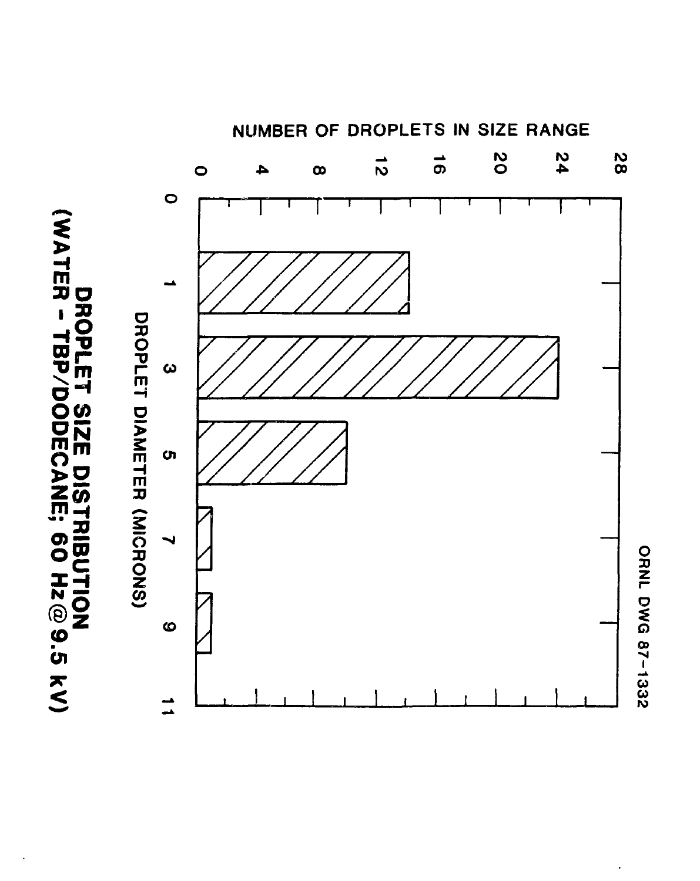ORNL DWG 87-1332

NUMBER OF DROPLETS IN SIZE RANGE

DROPLET DIAMETER (MICRONS)

**DROPLET SIZE DISTRIBUTION**
**(WATER - TBP/DODECANE; 60 Hz@9.5 kV)**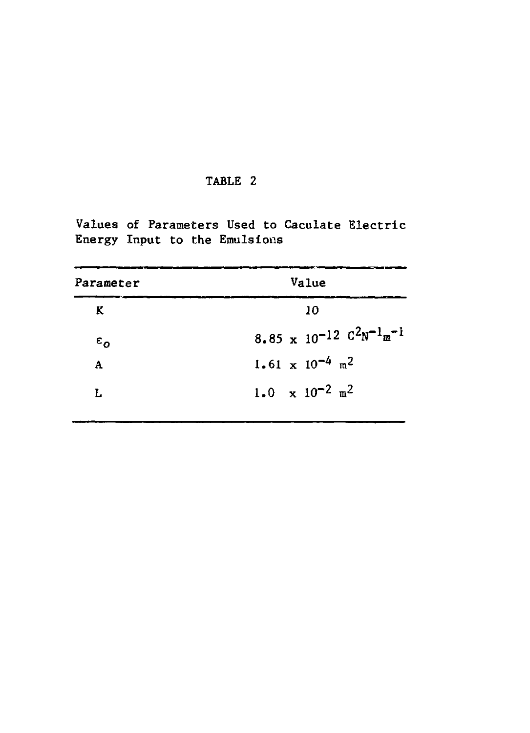TABLE 2

Values of Parameters Used to Caculate Electric Energy Input to the Emulsions

| Parameter | Value |
|---|---|
| K | 10 |
| $\varepsilon_o$ | $8.85 \times 10^{-12}\ C^2N^{-1}m^{-1}$ |
| A | $1.61 \times 10^{-4}\ m^2$ |
| L | $1.0 \times 10^{-2}\ m^2$ |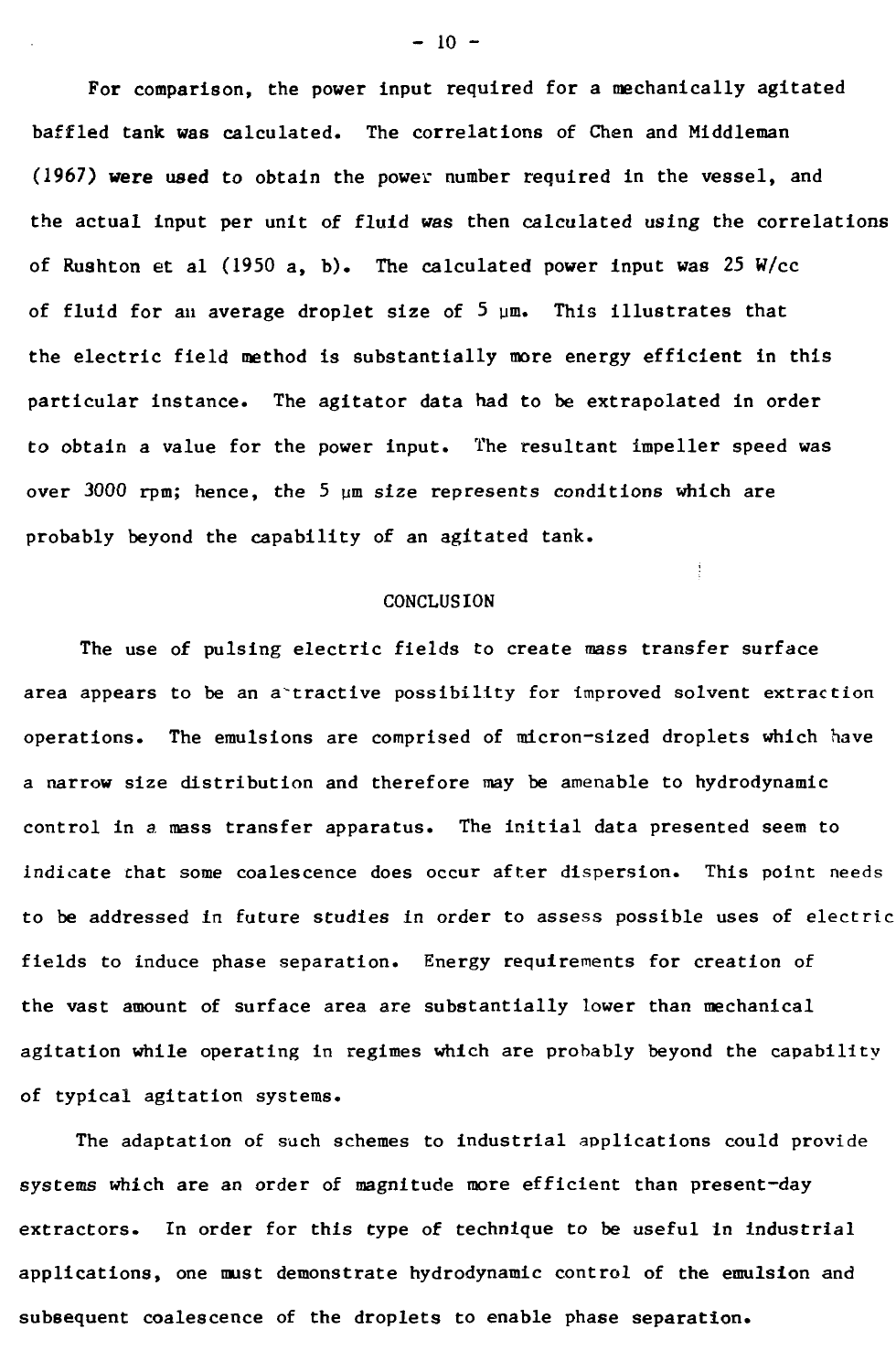For comparison, the power input required for a mechanically agitated baffled tank was calculated. The correlations of Chen and Middleman (1967) were used to obtain the power number required in the vessel, and the actual input per unit of fluid was then calculated using the correlations of Rushton et al (1950 a, b). The calculated power input was 25 W/cc of fluid for an average droplet size of 5 μm. This illustrates that the electric field method is substantially more energy efficient in this particular instance. The agitator data had to be extrapolated in order to obtain a value for the power input. The resultant impeller speed was over 3000 rpm; hence, the 5 μm size represents conditions which are probably beyond the capability of an agitated tank.

## CONCLUSION

The use of pulsing electric fields to create mass transfer surface area appears to be an attractive possibility for improved solvent extraction operations. The emulsions are comprised of micron-sized droplets which have a narrow size distribution and therefore may be amenable to hydrodynamic control in a mass transfer apparatus. The initial data presented seem to indicate that some coalescence does occur after dispersion. This point needs to be addressed in future studies in order to assess possible uses of electric fields to induce phase separation. Energy requirements for creation of the vast amount of surface area are substantially lower than mechanical agitation while operating in regimes which are probably beyond the capability of typical agitation systems.

The adaptation of such schemes to industrial applications could provide systems which are an order of magnitude more efficient than present-day extractors. In order for this type of technique to be useful in industrial applications, one must demonstrate hydrodynamic control of the emulsion and subsequent coalescence of the droplets to enable phase separation.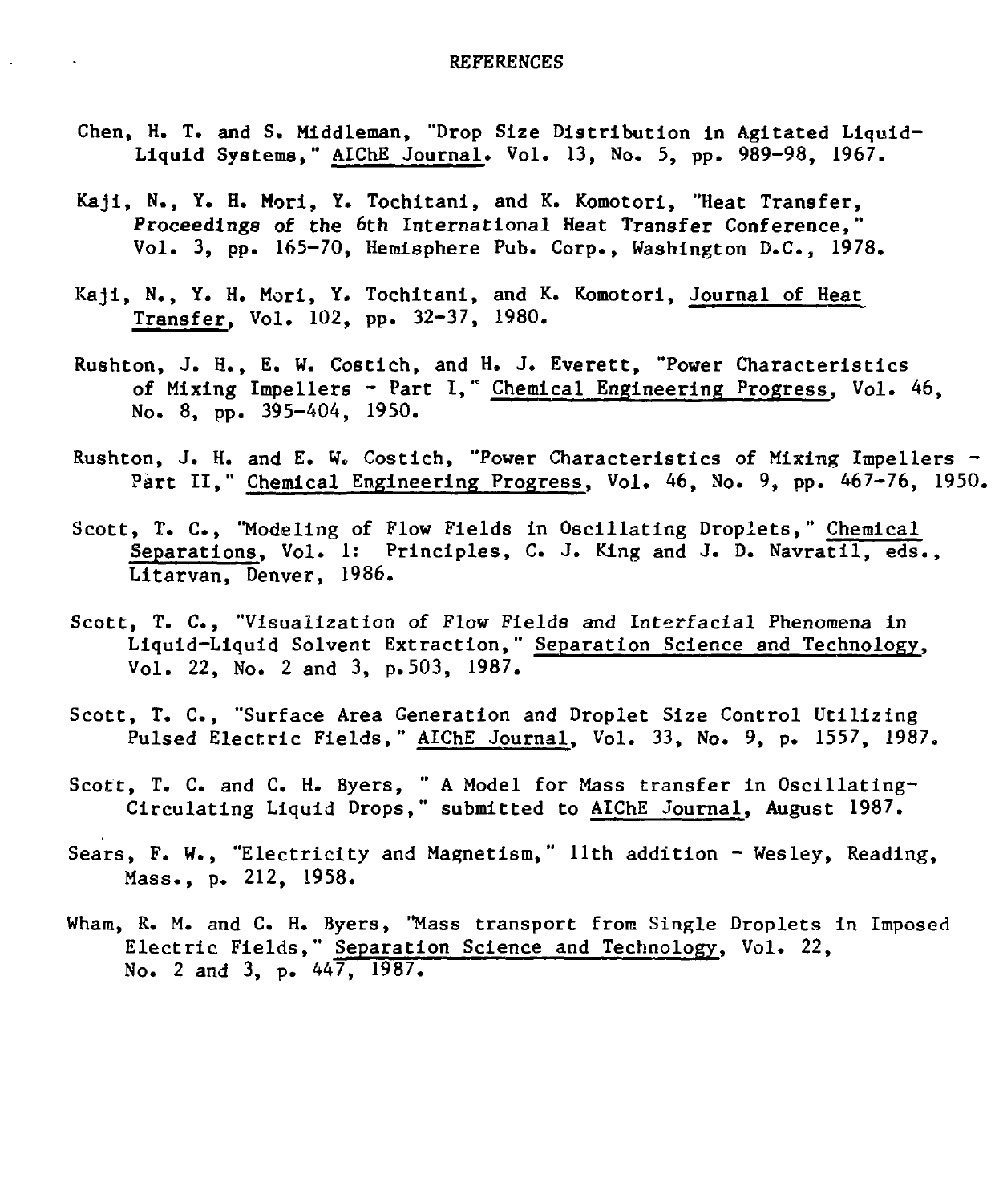# REFERENCES

Chen, H. T. and S. Middleman, "Drop Size Distribution in Agitated Liquid-Liquid Systems," AIChE Journal. Vol. 13, No. 5, pp. 989-98, 1967.

Kaji, N., Y. H. Mori, Y. Tochitani, and K. Komotori, "Heat Transfer, Proceedings of the 6th International Heat Transfer Conference," Vol. 3, pp. 165-70, Hemisphere Pub. Corp., Washington D.C., 1978.

Kaji, N., Y. H. Mori, Y. Tochitani, and K. Komotori, Journal of Heat Transfer, Vol. 102, pp. 32-37, 1980.

Rushton, J. H., E. W. Costich, and H. J. Everett, "Power Characteristics of Mixing Impellers - Part I," Chemical Engineering Progress, Vol. 46, No. 8, pp. 395-404, 1950.

Rushton, J. H. and E. W. Costich, "Power Characteristics of Mixing Impellers - Part II," Chemical Engineering Progress, Vol. 46, No. 9, pp. 467-76, 1950.

Scott, T. C., "Modeling of Flow Fields in Oscillating Droplets," Chemical Separations, Vol. 1: Principles, C. J. King and J. D. Navratil, eds., Litarvan, Denver, 1986.

Scott, T. C., "Visualization of Flow Fields and Interfacial Phenomena in Liquid-Liquid Solvent Extraction," Separation Science and Technology, Vol. 22, No. 2 and 3, p.503, 1987.

Scott, T. C., "Surface Area Generation and Droplet Size Control Utilizing Pulsed Electric Fields," AIChE Journal, Vol. 33, No. 9, p. 1557, 1987.

Scott, T. C. and C. H. Byers, " A Model for Mass transfer in Oscillating-Circulating Liquid Drops," submitted to AIChE Journal, August 1987.

Sears, F. W., "Electricity and Magnetism," 11th addition - Wesley, Reading, Mass., p. 212, 1958.

Wham, R. M. and C. H. Byers, "Mass transport from Single Droplets in Imposed Electric Fields," Separation Science and Technology, Vol. 22, No. 2 and 3, p. 447, 1987.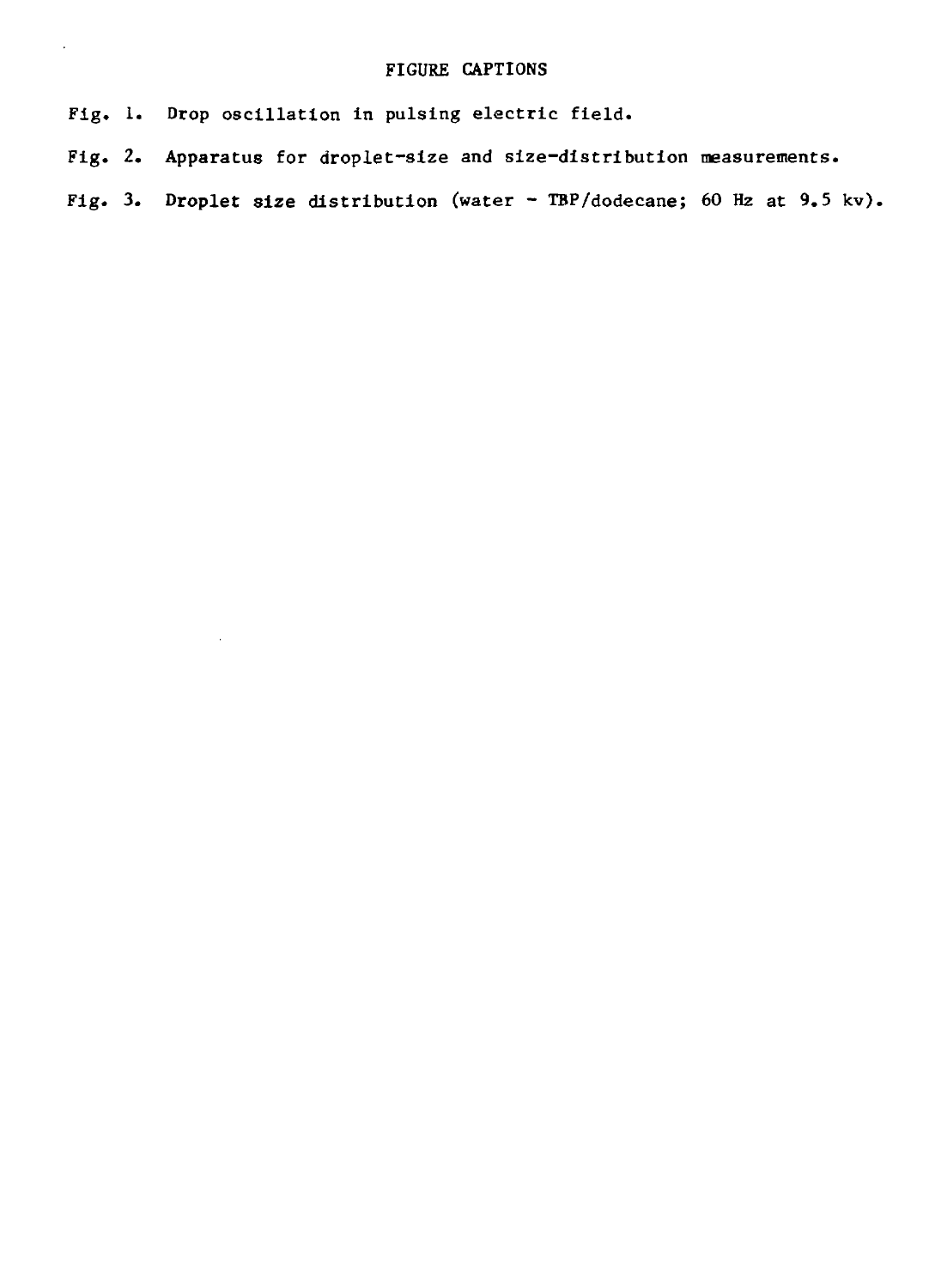# FIGURE CAPTIONS

Fig. 1. Drop oscillation in pulsing electric field.

Fig. 2. Apparatus for droplet-size and size-distribution measurements.

Fig. 3. Droplet size distribution (water - TBP/dodecane; 60 Hz at 9.5 kv).